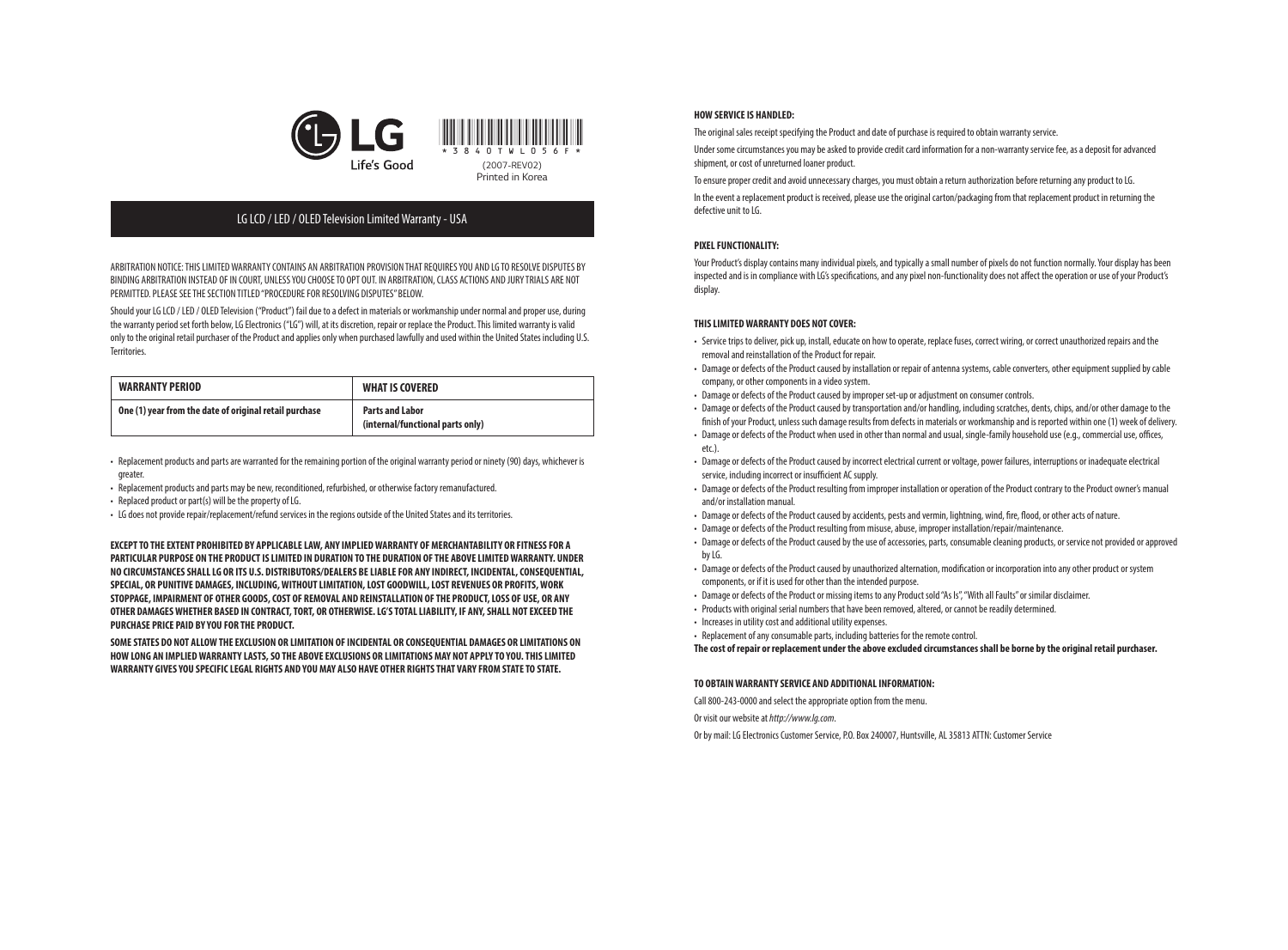LG Life's Good

*3840TWL056F*

(2007-REV02)
Printed in Korea

# LG LCD / LED / OLED Television Limited Warranty - USA

ARBITRATION NOTICE: THIS LIMITED WARRANTY CONTAINS AN ARBITRATION PROVISION THAT REQUIRES YOU AND LG TO RESOLVE DISPUTES BY BINDING ARBITRATION INSTEAD OF IN COURT, UNLESS YOU CHOOSE TO OPT OUT. IN ARBITRATION, CLASS ACTIONS AND JURY TRIALS ARE NOT PERMITTED. PLEASE SEE THE SECTION TITLED "PROCEDURE FOR RESOLVING DISPUTES" BELOW.

Should your LG LCD / LED / OLED Television ("Product") fail due to a defect in materials or workmanship under normal and proper use, during the warranty period set forth below, LG Electronics ("LG") will, at its discretion, repair or replace the Product. This limited warranty is valid only to the original retail purchaser of the Product and applies only when purchased lawfully and used within the United States including U.S. Territories.

| WARRANTY PERIOD | WHAT IS COVERED |
|---|---|
| One (1) year from the date of original retail purchase | Parts and Labor (internal/functional parts only) |

- Replacement products and parts are warranted for the remaining portion of the original warranty period or ninety (90) days, whichever is greater.
- Replacement products and parts may be new, reconditioned, refurbished, or otherwise factory remanufactured.
- Replaced product or part(s) will be the property of LG.
- LG does not provide repair/replacement/refund services in the regions outside of the United States and its territories.

**EXCEPT TO THE EXTENT PROHIBITED BY APPLICABLE LAW, ANY IMPLIED WARRANTY OF MERCHANTABILITY OR FITNESS FOR A PARTICULAR PURPOSE ON THE PRODUCT IS LIMITED IN DURATION TO THE DURATION OF THE ABOVE LIMITED WARRANTY. UNDER NO CIRCUMSTANCES SHALL LG OR ITS U.S. DISTRIBUTORS/DEALERS BE LIABLE FOR ANY INDIRECT, INCIDENTAL, CONSEQUENTIAL, SPECIAL, OR PUNITIVE DAMAGES, INCLUDING, WITHOUT LIMITATION, LOST GOODWILL, LOST REVENUES OR PROFITS, WORK STOPPAGE, IMPAIRMENT OF OTHER GOODS, COST OF REMOVAL AND REINSTALLATION OF THE PRODUCT, LOSS OF USE, OR ANY OTHER DAMAGES WHETHER BASED IN CONTRACT, TORT, OR OTHERWISE. LG'S TOTAL LIABILITY, IF ANY, SHALL NOT EXCEED THE PURCHASE PRICE PAID BY YOU FOR THE PRODUCT.**

**SOME STATES DO NOT ALLOW THE EXCLUSION OR LIMITATION OF INCIDENTAL OR CONSEQUENTIAL DAMAGES OR LIMITATIONS ON HOW LONG AN IMPLIED WARRANTY LASTS, SO THE ABOVE EXCLUSIONS OR LIMITATIONS MAY NOT APPLY TO YOU. THIS LIMITED WARRANTY GIVES YOU SPECIFIC LEGAL RIGHTS AND YOU MAY ALSO HAVE OTHER RIGHTS THAT VARY FROM STATE TO STATE.**

### HOW SERVICE IS HANDLED:

The original sales receipt specifying the Product and date of purchase is required to obtain warranty service.

Under some circumstances you may be asked to provide credit card information for a non-warranty service fee, as a deposit for advanced shipment, or cost of unreturned loaner product.

To ensure proper credit and avoid unnecessary charges, you must obtain a return authorization before returning any product to LG.

In the event a replacement product is received, please use the original carton/packaging from that replacement product in returning the defective unit to LG.

### PIXEL FUNCTIONALITY:

Your Product's display contains many individual pixels, and typically a small number of pixels do not function normally. Your display has been inspected and is in compliance with LG's specifications, and any pixel non-functionality does not affect the operation or use of your Product's display.

### THIS LIMITED WARRANTY DOES NOT COVER:

- Service trips to deliver, pick up, install, educate on how to operate, replace fuses, correct wiring, or correct unauthorized repairs and the removal and reinstallation of the Product for repair.
- Damage or defects of the Product caused by installation or repair of antenna systems, cable converters, other equipment supplied by cable company, or other components in a video system.
- Damage or defects of the Product caused by improper set-up or adjustment on consumer controls.
- Damage or defects of the Product caused by transportation and/or handling, including scratches, dents, chips, and/or other damage to the finish of your Product, unless such damage results from defects in materials or workmanship and is reported within one (1) week of delivery.
- Damage or defects of the Product when used in other than normal and usual, single-family household use (e.g., commercial use, offices, etc.).
- Damage or defects of the Product caused by incorrect electrical current or voltage, power failures, interruptions or inadequate electrical service, including incorrect or insufficient AC supply.
- Damage or defects of the Product resulting from improper installation or operation of the Product contrary to the Product owner's manual and/or installation manual.
- Damage or defects of the Product caused by accidents, pests and vermin, lightning, wind, fire, flood, or other acts of nature.
- Damage or defects of the Product resulting from misuse, abuse, improper installation/repair/maintenance.
- Damage or defects of the Product caused by the use of accessories, parts, consumable cleaning products, or service not provided or approved by LG.
- Damage or defects of the Product caused by unauthorized alternation, modification or incorporation into any other product or system components, or if it is used for other than the intended purpose.
- Damage or defects of the Product or missing items to any Product sold "As Is", "With all Faults" or similar disclaimer.
- Products with original serial numbers that have been removed, altered, or cannot be readily determined.
- Increases in utility cost and additional utility expenses.
- Replacement of any consumable parts, including batteries for the remote control.

**The cost of repair or replacement under the above excluded circumstances shall be borne by the original retail purchaser.**

### TO OBTAIN WARRANTY SERVICE AND ADDITIONAL INFORMATION:

Call 800-243-0000 and select the appropriate option from the menu.

Or visit our website at *http://www.lg.com*.

Or by mail: LG Electronics Customer Service, P.O. Box 240007, Huntsville, AL 35813 ATTN: Customer Service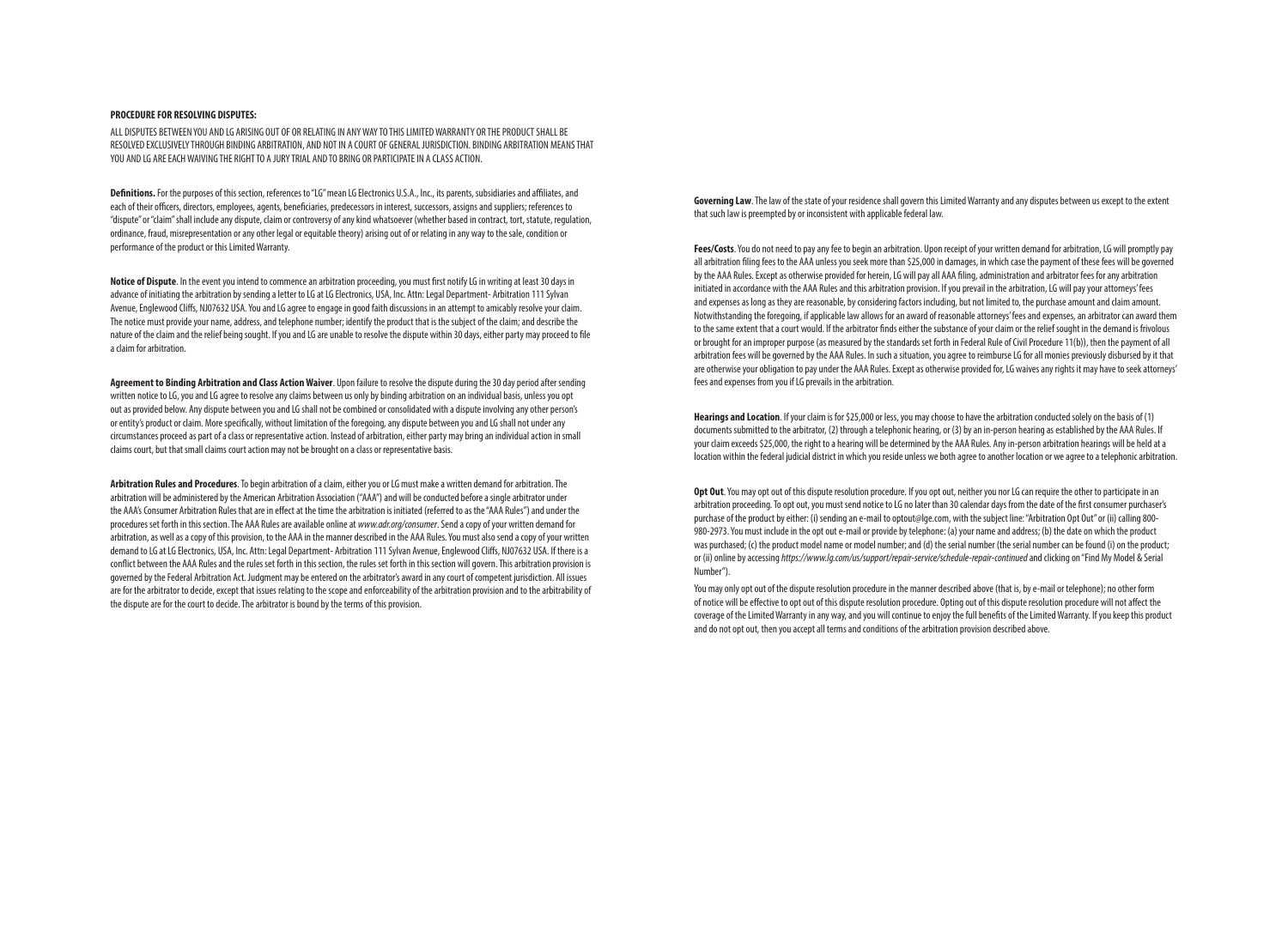**PROCEDURE FOR RESOLVING DISPUTES:**

ALL DISPUTES BETWEEN YOU AND LG ARISING OUT OF OR RELATING IN ANY WAY TO THIS LIMITED WARRANTY OR THE PRODUCT SHALL BE RESOLVED EXCLUSIVELY THROUGH BINDING ARBITRATION, AND NOT IN A COURT OF GENERAL JURISDICTION. BINDING ARBITRATION MEANS THAT YOU AND LG ARE EACH WAIVING THE RIGHT TO A JURY TRIAL AND TO BRING OR PARTICIPATE IN A CLASS ACTION.

**Definitions.** For the purposes of this section, references to "LG" mean LG Electronics U.S.A., Inc., its parents, subsidiaries and affiliates, and each of their officers, directors, employees, agents, beneficiaries, predecessors in interest, successors, assigns and suppliers; references to "dispute" or "claim" shall include any dispute, claim or controversy of any kind whatsoever (whether based in contract, tort, statute, regulation, ordinance, fraud, misrepresentation or any other legal or equitable theory) arising out of or relating in any way to the sale, condition or performance of the product or this Limited Warranty.

**Notice of Dispute**. In the event you intend to commence an arbitration proceeding, you must first notify LG in writing at least 30 days in advance of initiating the arbitration by sending a letter to LG at LG Electronics, USA, Inc. Attn: Legal Department- Arbitration 111 Sylvan Avenue, Englewood Cliffs, NJ07632 USA. You and LG agree to engage in good faith discussions in an attempt to amicably resolve your claim. The notice must provide your name, address, and telephone number; identify the product that is the subject of the claim; and describe the nature of the claim and the relief being sought. If you and LG are unable to resolve the dispute within 30 days, either party may proceed to file a claim for arbitration.

**Agreement to Binding Arbitration and Class Action Waiver**. Upon failure to resolve the dispute during the 30 day period after sending written notice to LG, you and LG agree to resolve any claims between us only by binding arbitration on an individual basis, unless you opt out as provided below. Any dispute between you and LG shall not be combined or consolidated with a dispute involving any other person's or entity's product or claim. More specifically, without limitation of the foregoing, any dispute between you and LG shall not under any circumstances proceed as part of a class or representative action. Instead of arbitration, either party may bring an individual action in small claims court, but that small claims court action may not be brought on a class or representative basis.

**Arbitration Rules and Procedures**. To begin arbitration of a claim, either you or LG must make a written demand for arbitration. The arbitration will be administered by the American Arbitration Association ("AAA") and will be conducted before a single arbitrator under the AAA's Consumer Arbitration Rules that are in effect at the time the arbitration is initiated (referred to as the "AAA Rules") and under the procedures set forth in this section. The AAA Rules are available online at *www.adr.org/consumer*. Send a copy of your written demand for arbitration, as well as a copy of this provision, to the AAA in the manner described in the AAA Rules. You must also send a copy of your written demand to LG at LG Electronics, USA, Inc. Attn: Legal Department- Arbitration 111 Sylvan Avenue, Englewood Cliffs, NJ07632 USA. If there is a conflict between the AAA Rules and the rules set forth in this section, the rules set forth in this section will govern. This arbitration provision is governed by the Federal Arbitration Act. Judgment may be entered on the arbitrator's award in any court of competent jurisdiction. All issues are for the arbitrator to decide, except that issues relating to the scope and enforceability of the arbitration provision and to the arbitrability of the dispute are for the court to decide. The arbitrator is bound by the terms of this provision.

**Governing Law**. The law of the state of your residence shall govern this Limited Warranty and any disputes between us except to the extent that such law is preempted by or inconsistent with applicable federal law.

**Fees/Costs**. You do not need to pay any fee to begin an arbitration. Upon receipt of your written demand for arbitration, LG will promptly pay all arbitration filing fees to the AAA unless you seek more than $25,000 in damages, in which case the payment of these fees will be governed by the AAA Rules. Except as otherwise provided for herein, LG will pay all AAA filing, administration and arbitrator fees for any arbitration initiated in accordance with the AAA Rules and this arbitration provision. If you prevail in the arbitration, LG will pay your attorneys' fees and expenses as long as they are reasonable, by considering factors including, but not limited to, the purchase amount and claim amount. Notwithstanding the foregoing, if applicable law allows for an award of reasonable attorneys' fees and expenses, an arbitrator can award them to the same extent that a court would. If the arbitrator finds either the substance of your claim or the relief sought in the demand is frivolous or brought for an improper purpose (as measured by the standards set forth in Federal Rule of Civil Procedure 11(b)), then the payment of all arbitration fees will be governed by the AAA Rules. In such a situation, you agree to reimburse LG for all monies previously disbursed by it that are otherwise your obligation to pay under the AAA Rules. Except as otherwise provided for, LG waives any rights it may have to seek attorneys' fees and expenses from you if LG prevails in the arbitration.

**Hearings and Location**. If your claim is for $25,000 or less, you may choose to have the arbitration conducted solely on the basis of (1) documents submitted to the arbitrator, (2) through a telephonic hearing, or (3) by an in-person hearing as established by the AAA Rules. If your claim exceeds $25,000, the right to a hearing will be determined by the AAA Rules. Any in-person arbitration hearings will be held at a location within the federal judicial district in which you reside unless we both agree to another location or we agree to a telephonic arbitration.

**Opt Out**. You may opt out of this dispute resolution procedure. If you opt out, neither you nor LG can require the other to participate in an arbitration proceeding. To opt out, you must send notice to LG no later than 30 calendar days from the date of the first consumer purchaser's purchase of the product by either: (i) sending an e-mail to optout@lge.com, with the subject line: "Arbitration Opt Out" or (ii) calling 800-980-2973. You must include in the opt out e-mail or provide by telephone: (a) your name and address; (b) the date on which the product was purchased; (c) the product model name or model number; and (d) the serial number (the serial number can be found (i) on the product; or (ii) online by accessing *https://www.lg.com/us/support/repair-service/schedule-repair-continued* and clicking on "Find My Model & Serial Number").

You may only opt out of the dispute resolution procedure in the manner described above (that is, by e-mail or telephone); no other form of notice will be effective to opt out of this dispute resolution procedure. Opting out of this dispute resolution procedure will not affect the coverage of the Limited Warranty in any way, and you will continue to enjoy the full benefits of the Limited Warranty. If you keep this product and do not opt out, then you accept all terms and conditions of the arbitration provision described above.